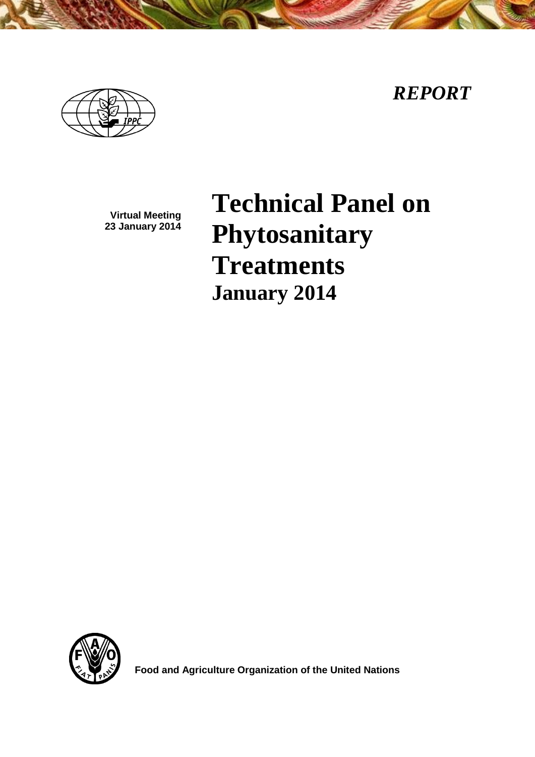*REPORT*

Virtual Meeting
23 January 2014

# Technical Panel on Phytosanitary Treatments
## January 2014

Food and Agriculture Organization of the United Nations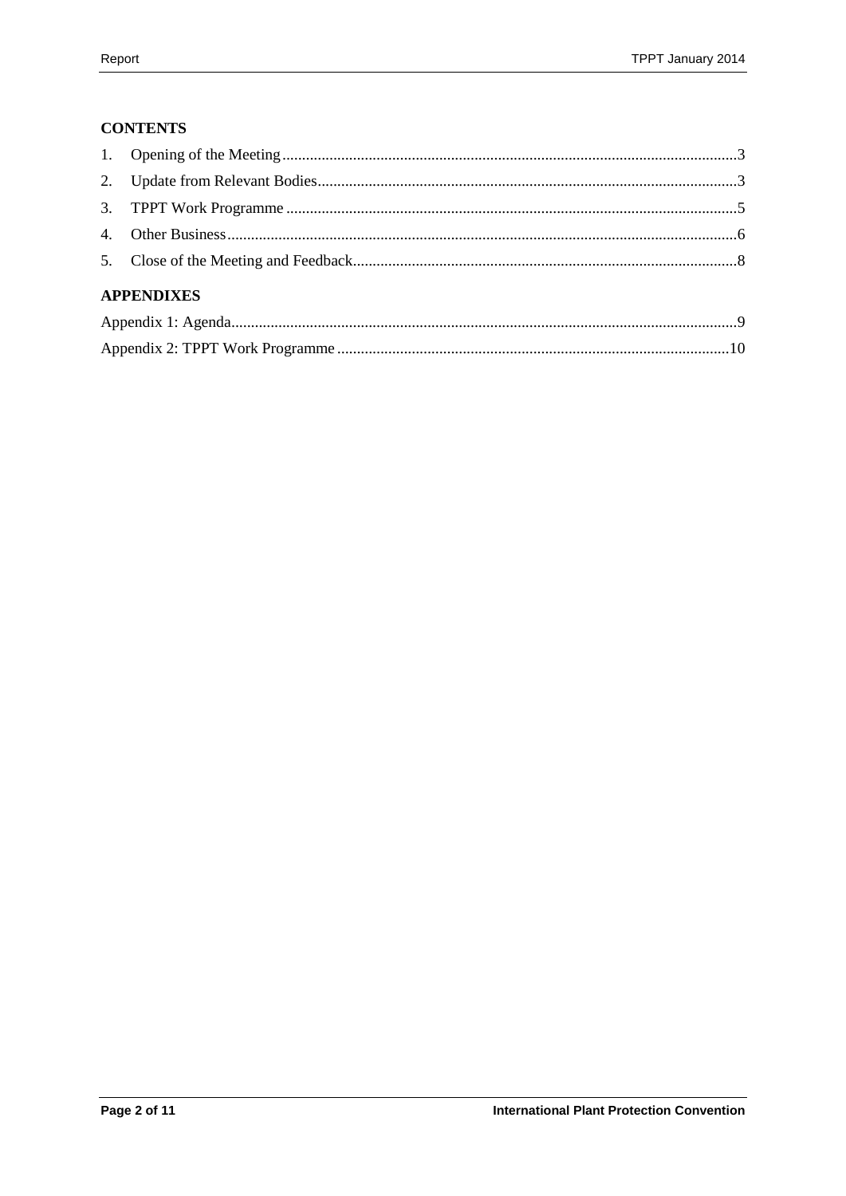## CONTENTS

1. Opening of the Meeting ........................................................ 3
2. Update from Relevant Bodies ........................................................ 3
3. TPPT Work Programme ........................................................ 5
4. Other Business ........................................................ 6
5. Close of the Meeting and Feedback ........................................................ 8

## APPENDIXES

Appendix 1: Agenda ........................................................ 9

Appendix 2: TPPT Work Programme ........................................................ 10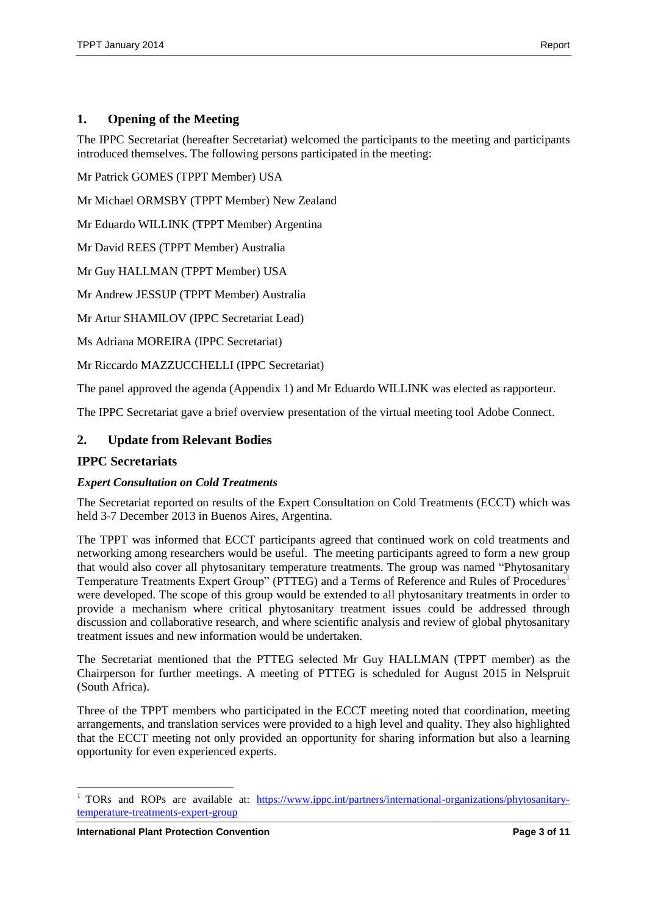## 1. Opening of the Meeting

The IPPC Secretariat (hereafter Secretariat) welcomed the participants to the meeting and participants introduced themselves. The following persons participated in the meeting:

Mr Patrick GOMES (TPPT Member) USA

Mr Michael ORMSBY (TPPT Member) New Zealand

Mr Eduardo WILLINK (TPPT Member) Argentina

Mr David REES (TPPT Member) Australia

Mr Guy HALLMAN (TPPT Member) USA

Mr Andrew JESSUP (TPPT Member) Australia

Mr Artur SHAMILOV (IPPC Secretariat Lead)

Ms Adriana MOREIRA (IPPC Secretariat)

Mr Riccardo MAZZUCCHELLI (IPPC Secretariat)

The panel approved the agenda (Appendix 1) and Mr Eduardo WILLINK was elected as rapporteur.

The IPPC Secretariat gave a brief overview presentation of the virtual meeting tool Adobe Connect.

## 2. Update from Relevant Bodies

### IPPC Secretariats

#### *Expert Consultation on Cold Treatments*

The Secretariat reported on results of the Expert Consultation on Cold Treatments (ECCT) which was held 3-7 December 2013 in Buenos Aires, Argentina.

The TPPT was informed that ECCT participants agreed that continued work on cold treatments and networking among researchers would be useful. The meeting participants agreed to form a new group that would also cover all phytosanitary temperature treatments. The group was named "Phytosanitary Temperature Treatments Expert Group" (PTTEG) and a Terms of Reference and Rules of Procedures[1] were developed. The scope of this group would be extended to all phytosanitary treatments in order to provide a mechanism where critical phytosanitary treatment issues could be addressed through discussion and collaborative research, and where scientific analysis and review of global phytosanitary treatment issues and new information would be undertaken.

The Secretariat mentioned that the PTTEG selected Mr Guy HALLMAN (TPPT member) as the Chairperson for further meetings. A meeting of PTTEG is scheduled for August 2015 in Nelspruit (South Africa).

Three of the TPPT members who participated in the ECCT meeting noted that coordination, meeting arrangements, and translation services were provided to a high level and quality. They also highlighted that the ECCT meeting not only provided an opportunity for sharing information but also a learning opportunity for even experienced experts.

[1] TORs and ROPs are available at: https://www.ippc.int/partners/international-organizations/phytosanitary-temperature-treatments-expert-group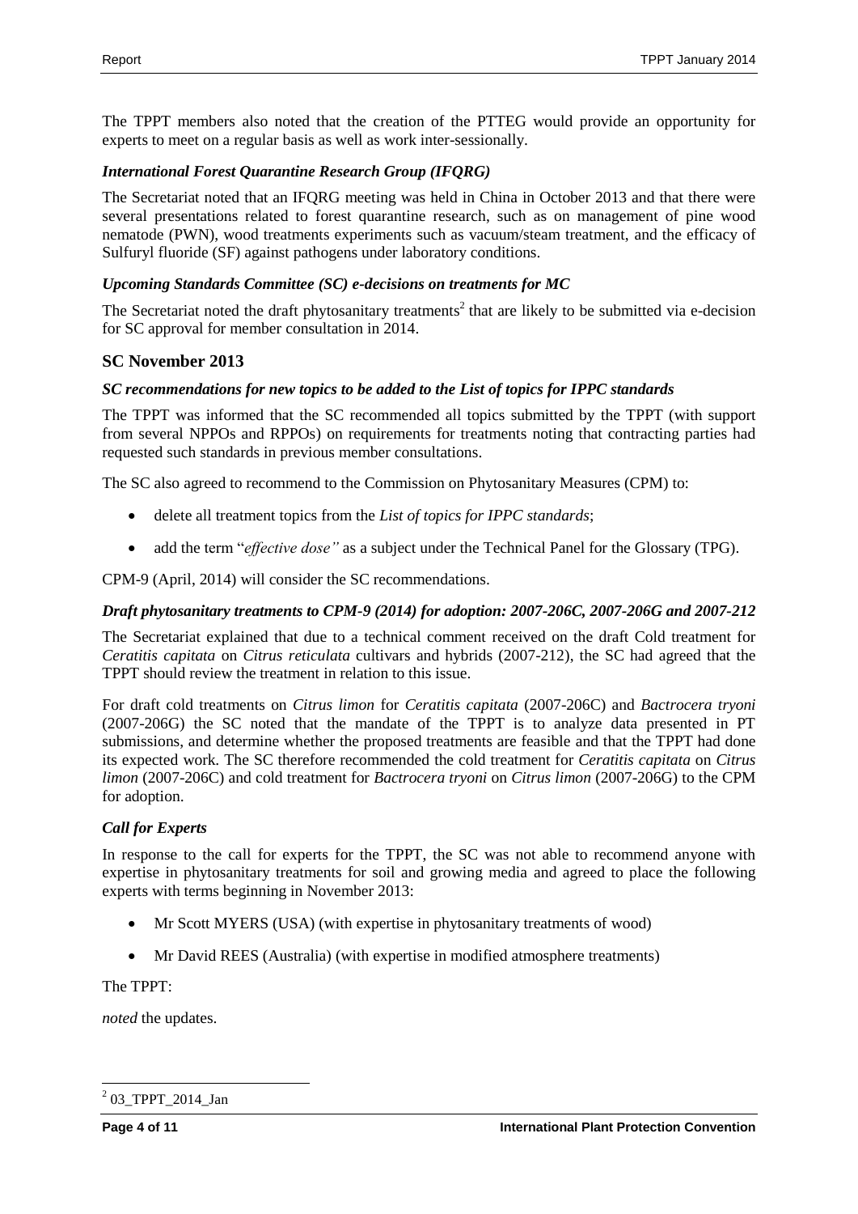The TPPT members also noted that the creation of the PTTEG would provide an opportunity for experts to meet on a regular basis as well as work inter-sessionally.

### *International Forest Quarantine Research Group (IFQRG)*

The Secretariat noted that an IFQRG meeting was held in China in October 2013 and that there were several presentations related to forest quarantine research, such as on management of pine wood nematode (PWN), wood treatments experiments such as vacuum/steam treatment, and the efficacy of Sulfuryl fluoride (SF) against pathogens under laboratory conditions.

### *Upcoming Standards Committee (SC) e-decisions on treatments for MC*

The Secretariat noted the draft phytosanitary treatments[2] that are likely to be submitted via e-decision for SC approval for member consultation in 2014.

## SC November 2013

### *SC recommendations for new topics to be added to the List of topics for IPPC standards*

The TPPT was informed that the SC recommended all topics submitted by the TPPT (with support from several NPPOs and RPPOs) on requirements for treatments noting that contracting parties had requested such standards in previous member consultations.

The SC also agreed to recommend to the Commission on Phytosanitary Measures (CPM) to:

- delete all treatment topics from the *List of topics for IPPC standards*;
- add the term "*effective dose"* as a subject under the Technical Panel for the Glossary (TPG).

CPM-9 (April, 2014) will consider the SC recommendations.

### *Draft phytosanitary treatments to CPM-9 (2014) for adoption: 2007-206C, 2007-206G and 2007-212*

The Secretariat explained that due to a technical comment received on the draft Cold treatment for *Ceratitis capitata* on *Citrus reticulata* cultivars and hybrids (2007-212), the SC had agreed that the TPPT should review the treatment in relation to this issue.

For draft cold treatments on *Citrus limon* for *Ceratitis capitata* (2007-206C) and *Bactrocera tryoni* (2007-206G) the SC noted that the mandate of the TPPT is to analyze data presented in PT submissions, and determine whether the proposed treatments are feasible and that the TPPT had done its expected work. The SC therefore recommended the cold treatment for *Ceratitis capitata* on *Citrus limon* (2007-206C) and cold treatment for *Bactrocera tryoni* on *Citrus limon* (2007-206G) to the CPM for adoption.

### *Call for Experts*

In response to the call for experts for the TPPT, the SC was not able to recommend anyone with expertise in phytosanitary treatments for soil and growing media and agreed to place the following experts with terms beginning in November 2013:

- Mr Scott MYERS (USA) (with expertise in phytosanitary treatments of wood)
- Mr David REES (Australia) (with expertise in modified atmosphere treatments)

The TPPT:

*noted* the updates.

---

[2] 03_TPPT_2014_Jan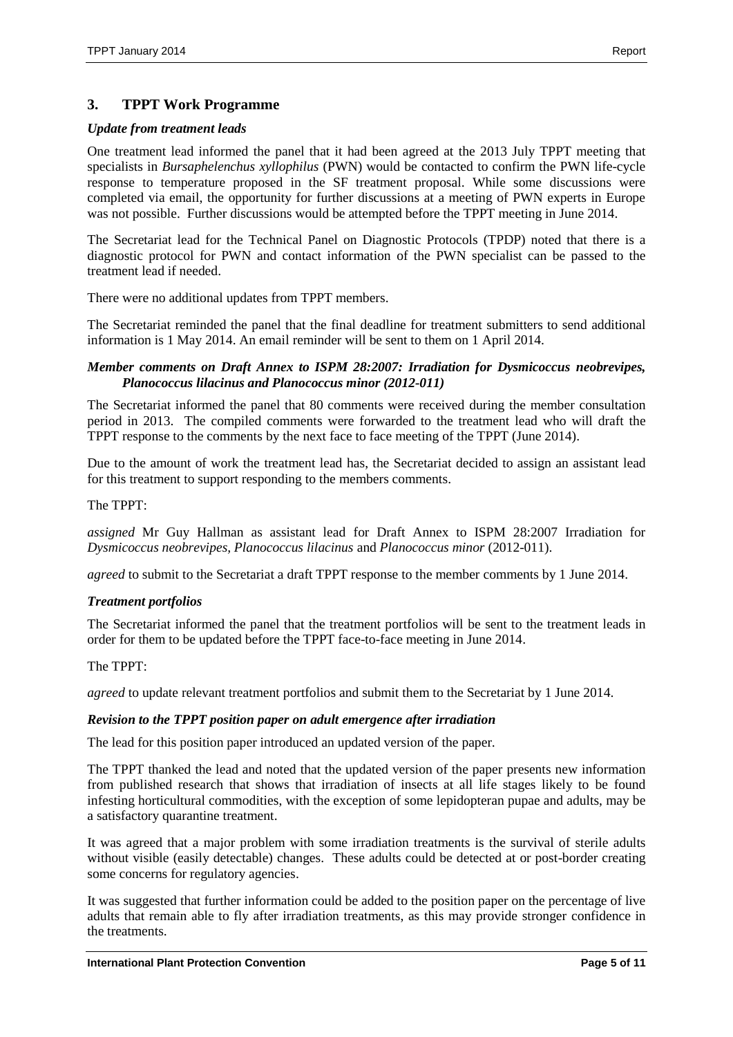## 3. TPPT Work Programme

### *Update from treatment leads*

One treatment lead informed the panel that it had been agreed at the 2013 July TPPT meeting that specialists in *Bursaphelenchus xyllophilus* (PWN) would be contacted to confirm the PWN life-cycle response to temperature proposed in the SF treatment proposal. While some discussions were completed via email, the opportunity for further discussions at a meeting of PWN experts in Europe was not possible. Further discussions would be attempted before the TPPT meeting in June 2014.

The Secretariat lead for the Technical Panel on Diagnostic Protocols (TPDP) noted that there is a diagnostic protocol for PWN and contact information of the PWN specialist can be passed to the treatment lead if needed.

There were no additional updates from TPPT members.

The Secretariat reminded the panel that the final deadline for treatment submitters to send additional information is 1 May 2014. An email reminder will be sent to them on 1 April 2014.

### *Member comments on Draft Annex to ISPM 28:2007: Irradiation for Dysmicoccus neobrevipes, Planococcus lilacinus and Planococcus minor (2012-011)*

The Secretariat informed the panel that 80 comments were received during the member consultation period in 2013. The compiled comments were forwarded to the treatment lead who will draft the TPPT response to the comments by the next face to face meeting of the TPPT (June 2014).

Due to the amount of work the treatment lead has, the Secretariat decided to assign an assistant lead for this treatment to support responding to the members comments.

The TPPT:

*assigned* Mr Guy Hallman as assistant lead for Draft Annex to ISPM 28:2007 Irradiation for *Dysmicoccus neobrevipes, Planococcus lilacinus* and *Planococcus minor* (2012-011).

*agreed* to submit to the Secretariat a draft TPPT response to the member comments by 1 June 2014.

### *Treatment portfolios*

The Secretariat informed the panel that the treatment portfolios will be sent to the treatment leads in order for them to be updated before the TPPT face-to-face meeting in June 2014.

The TPPT:

*agreed* to update relevant treatment portfolios and submit them to the Secretariat by 1 June 2014.

### *Revision to the TPPT position paper on adult emergence after irradiation*

The lead for this position paper introduced an updated version of the paper.

The TPPT thanked the lead and noted that the updated version of the paper presents new information from published research that shows that irradiation of insects at all life stages likely to be found infesting horticultural commodities, with the exception of some lepidopteran pupae and adults, may be a satisfactory quarantine treatment.

It was agreed that a major problem with some irradiation treatments is the survival of sterile adults without visible (easily detectable) changes. These adults could be detected at or post-border creating some concerns for regulatory agencies.

It was suggested that further information could be added to the position paper on the percentage of live adults that remain able to fly after irradiation treatments, as this may provide stronger confidence in the treatments.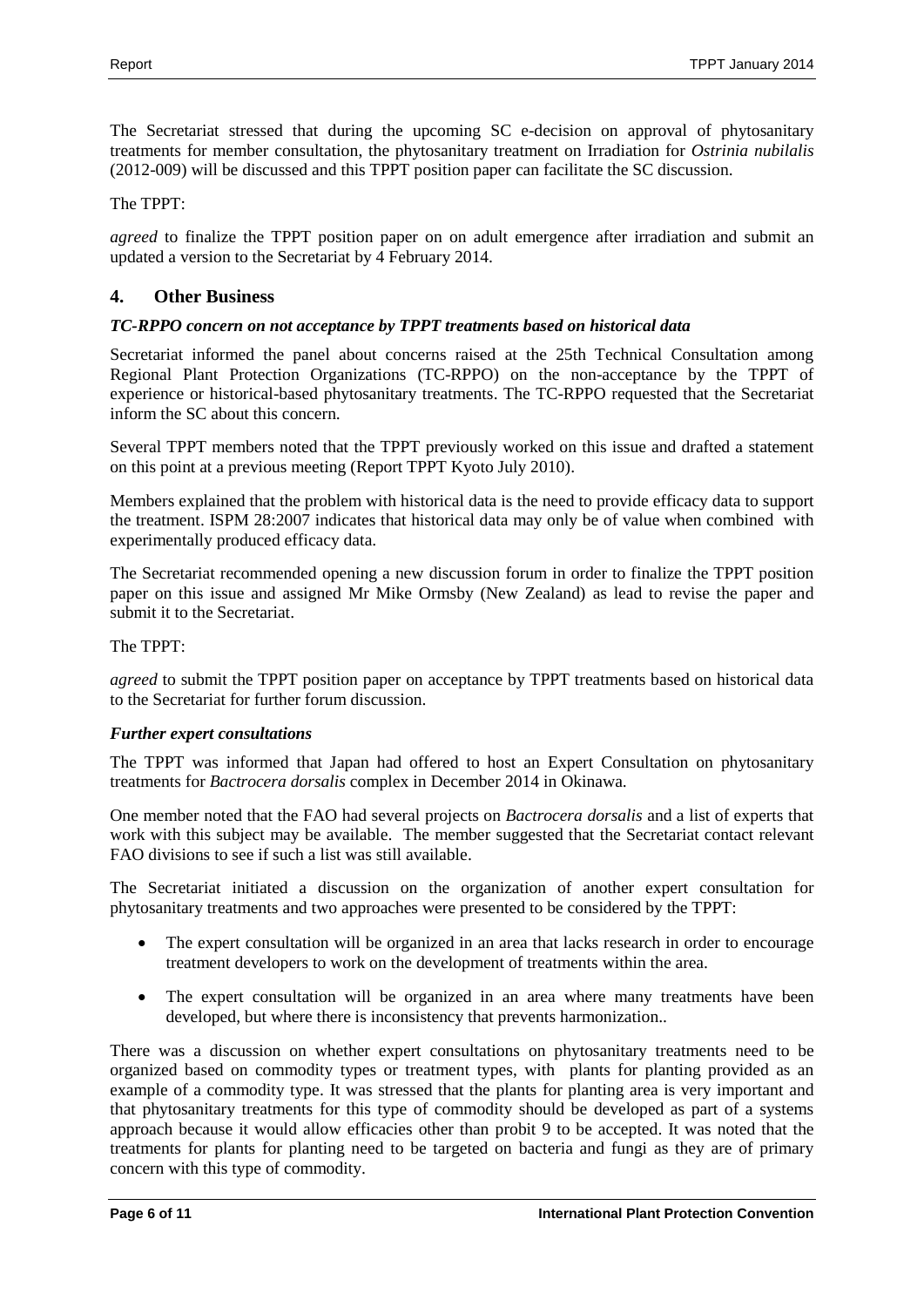The Secretariat stressed that during the upcoming SC e-decision on approval of phytosanitary treatments for member consultation, the phytosanitary treatment on Irradiation for *Ostrinia nubilalis* (2012-009) will be discussed and this TPPT position paper can facilitate the SC discussion.

The TPPT:

*agreed* to finalize the TPPT position paper on on adult emergence after irradiation and submit an updated a version to the Secretariat by 4 February 2014.

## 4. Other Business

### *TC-RPPO concern on not acceptance by TPPT treatments based on historical data*

Secretariat informed the panel about concerns raised at the 25th Technical Consultation among Regional Plant Protection Organizations (TC-RPPO) on the non-acceptance by the TPPT of experience or historical-based phytosanitary treatments. The TC-RPPO requested that the Secretariat inform the SC about this concern.

Several TPPT members noted that the TPPT previously worked on this issue and drafted a statement on this point at a previous meeting (Report TPPT Kyoto July 2010).

Members explained that the problem with historical data is the need to provide efficacy data to support the treatment. ISPM 28:2007 indicates that historical data may only be of value when combined with experimentally produced efficacy data.

The Secretariat recommended opening a new discussion forum in order to finalize the TPPT position paper on this issue and assigned Mr Mike Ormsby (New Zealand) as lead to revise the paper and submit it to the Secretariat.

The TPPT:

*agreed* to submit the TPPT position paper on acceptance by TPPT treatments based on historical data to the Secretariat for further forum discussion.

### *Further expert consultations*

The TPPT was informed that Japan had offered to host an Expert Consultation on phytosanitary treatments for *Bactrocera dorsalis* complex in December 2014 in Okinawa.

One member noted that the FAO had several projects on *Bactrocera dorsalis* and a list of experts that work with this subject may be available. The member suggested that the Secretariat contact relevant FAO divisions to see if such a list was still available.

The Secretariat initiated a discussion on the organization of another expert consultation for phytosanitary treatments and two approaches were presented to be considered by the TPPT:

- The expert consultation will be organized in an area that lacks research in order to encourage treatment developers to work on the development of treatments within the area.
- The expert consultation will be organized in an area where many treatments have been developed, but where there is inconsistency that prevents harmonization..

There was a discussion on whether expert consultations on phytosanitary treatments need to be organized based on commodity types or treatment types, with plants for planting provided as an example of a commodity type. It was stressed that the plants for planting area is very important and that phytosanitary treatments for this type of commodity should be developed as part of a systems approach because it would allow efficacies other than probit 9 to be accepted. It was noted that the treatments for plants for planting need to be targeted on bacteria and fungi as they are of primary concern with this type of commodity.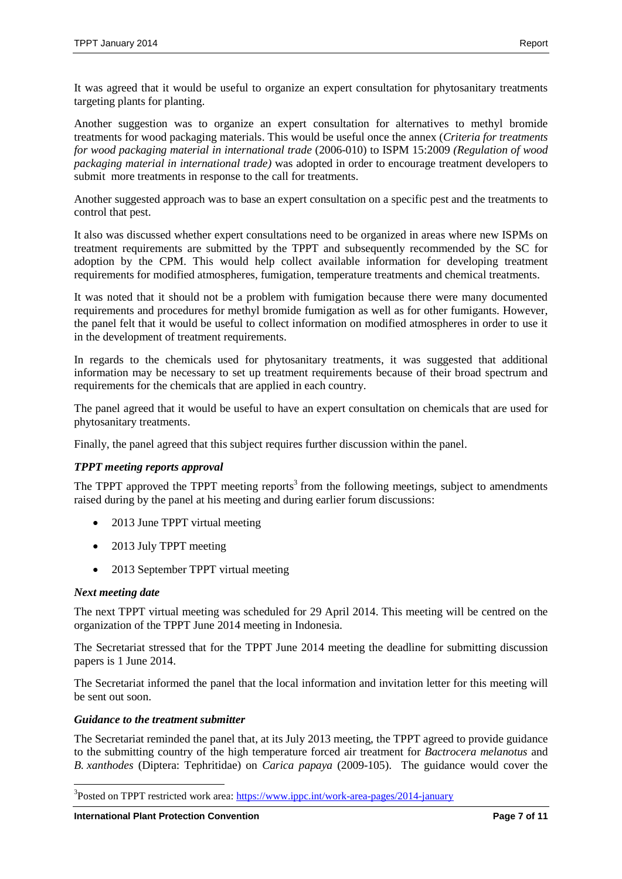It was agreed that it would be useful to organize an expert consultation for phytosanitary treatments targeting plants for planting.

Another suggestion was to organize an expert consultation for alternatives to methyl bromide treatments for wood packaging materials. This would be useful once the annex (*Criteria for treatments for wood packaging material in international trade* (2006-010) to ISPM 15:2009 *(Regulation of wood packaging material in international trade)* was adopted in order to encourage treatment developers to submit more treatments in response to the call for treatments.

Another suggested approach was to base an expert consultation on a specific pest and the treatments to control that pest.

It also was discussed whether expert consultations need to be organized in areas where new ISPMs on treatment requirements are submitted by the TPPT and subsequently recommended by the SC for adoption by the CPM. This would help collect available information for developing treatment requirements for modified atmospheres, fumigation, temperature treatments and chemical treatments.

It was noted that it should not be a problem with fumigation because there were many documented requirements and procedures for methyl bromide fumigation as well as for other fumigants. However, the panel felt that it would be useful to collect information on modified atmospheres in order to use it in the development of treatment requirements.

In regards to the chemicals used for phytosanitary treatments, it was suggested that additional information may be necessary to set up treatment requirements because of their broad spectrum and requirements for the chemicals that are applied in each country.

The panel agreed that it would be useful to have an expert consultation on chemicals that are used for phytosanitary treatments.

Finally, the panel agreed that this subject requires further discussion within the panel.

***TPPT meeting reports approval***

The TPPT approved the TPPT meeting reports[3] from the following meetings, subject to amendments raised during by the panel at his meeting and during earlier forum discussions:

- 2013 June TPPT virtual meeting
- 2013 July TPPT meeting
- 2013 September TPPT virtual meeting

***Next meeting date***

The next TPPT virtual meeting was scheduled for 29 April 2014. This meeting will be centred on the organization of the TPPT June 2014 meeting in Indonesia.

The Secretariat stressed that for the TPPT June 2014 meeting the deadline for submitting discussion papers is 1 June 2014.

The Secretariat informed the panel that the local information and invitation letter for this meeting will be sent out soon.

***Guidance to the treatment submitter***

The Secretariat reminded the panel that, at its July 2013 meeting, the TPPT agreed to provide guidance to the submitting country of the high temperature forced air treatment for *Bactrocera melanotus* and *B. xanthodes* (Diptera: Tephritidae) on *Carica papaya* (2009-105). The guidance would cover the

[3] Posted on TPPT restricted work area: https://www.ippc.int/work-area-pages/2014-january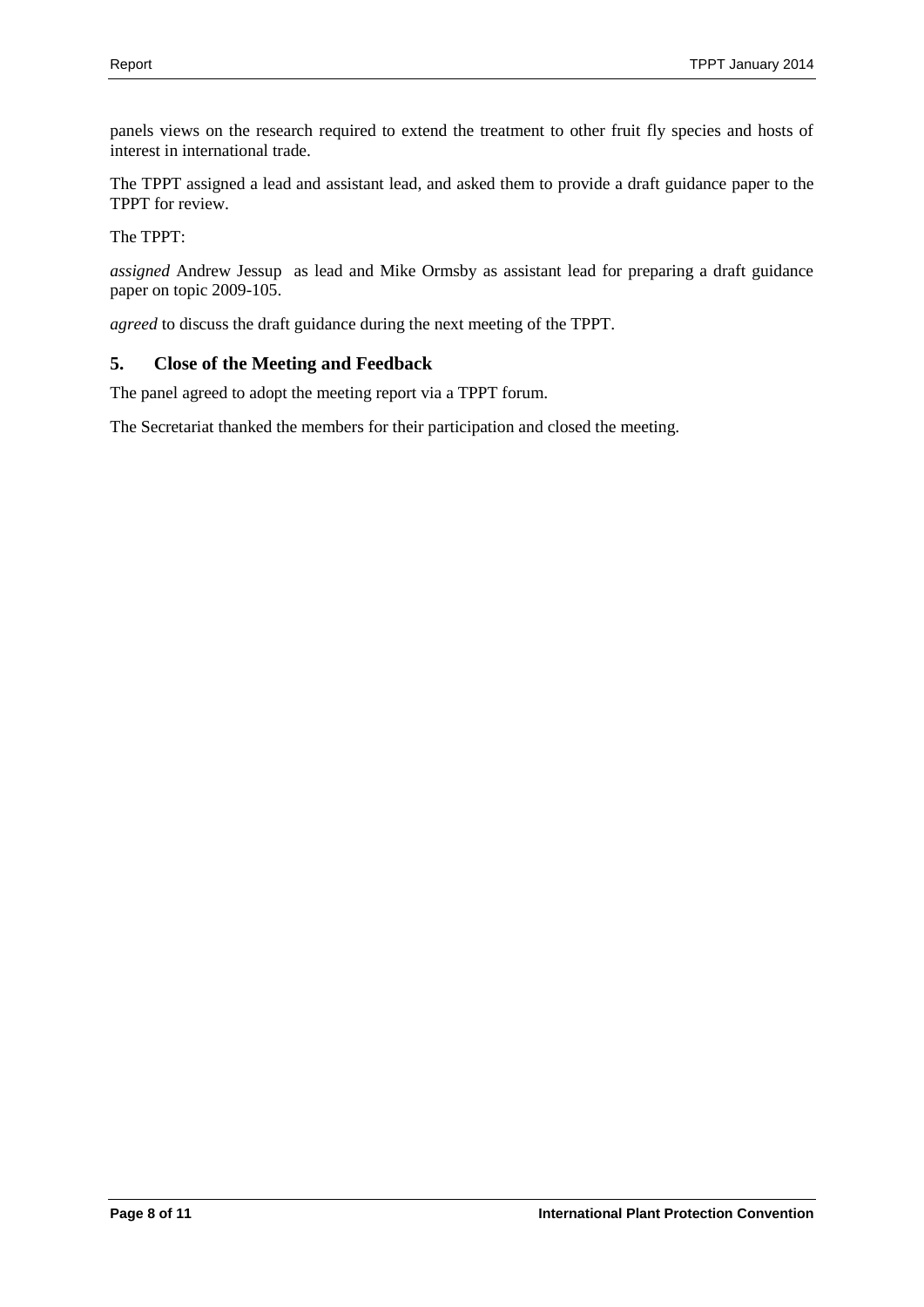panels views on the research required to extend the treatment to other fruit fly species and hosts of interest in international trade.

The TPPT assigned a lead and assistant lead, and asked them to provide a draft guidance paper to the TPPT for review.

The TPPT:

*assigned* Andrew Jessup as lead and Mike Ormsby as assistant lead for preparing a draft guidance paper on topic 2009-105.

*agreed* to discuss the draft guidance during the next meeting of the TPPT.

## 5. Close of the Meeting and Feedback

The panel agreed to adopt the meeting report via a TPPT forum.

The Secretariat thanked the members for their participation and closed the meeting.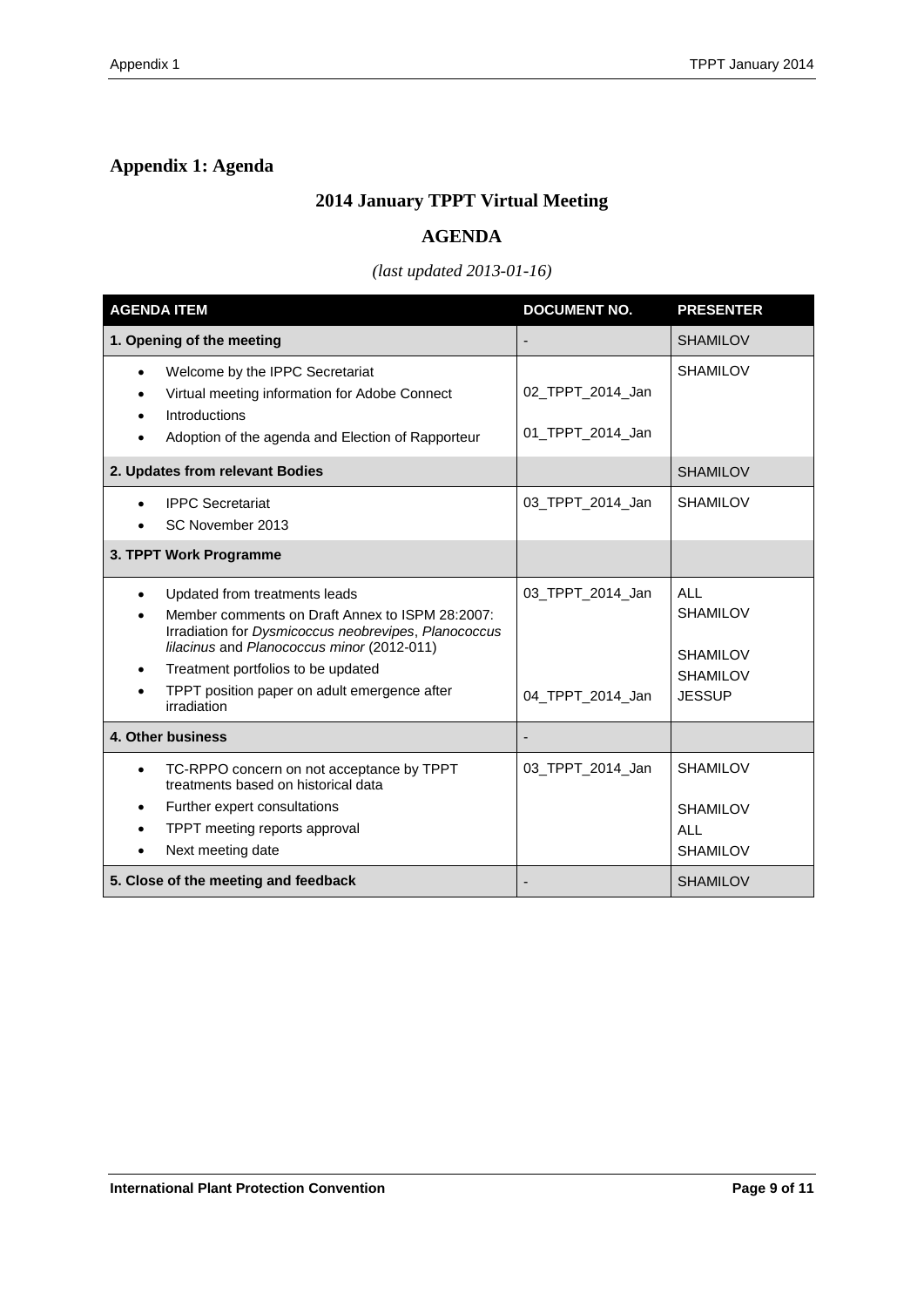## Appendix 1: Agenda

### 2014 January TPPT Virtual Meeting

### AGENDA

*(last updated 2013-01-16)*

| AGENDA ITEM | DOCUMENT NO. | PRESENTER |
|---|---|---|
| **1. Opening of the meeting** | - | SHAMILOV |
| • Welcome by the IPPC Secretariat<br>• Virtual meeting information for Adobe Connect<br>• Introductions<br>• Adoption of the agenda and Election of Rapporteur | 02_TPPT_2014_Jan<br>01_TPPT_2014_Jan | SHAMILOV |
| **2. Updates from relevant Bodies** | | SHAMILOV |
| • IPPC Secretariat<br>• SC November 2013 | 03_TPPT_2014_Jan | SHAMILOV |
| **3. TPPT Work Programme** | | |
| • Updated from treatments leads<br>• Member comments on Draft Annex to ISPM 28:2007: Irradiation for *Dysmicoccus neobrevipes*, *Planococcus lilacinus* and *Planococcus minor* (2012-011)<br>• Treatment portfolios to be updated<br>• TPPT position paper on adult emergence after irradiation | 03_TPPT_2014_Jan<br>04_TPPT_2014_Jan | ALL<br>SHAMILOV<br>SHAMILOV<br>SHAMILOV<br>JESSUP |
| **4. Other business** | - | |
| • TC-RPPO concern on not acceptance by TPPT treatments based on historical data<br>• Further expert consultations<br>• TPPT meeting reports approval<br>• Next meeting date | 03_TPPT_2014_Jan | SHAMILOV<br>SHAMILOV<br>ALL<br>SHAMILOV |
| **5. Close of the meeting and feedback** | - | SHAMILOV |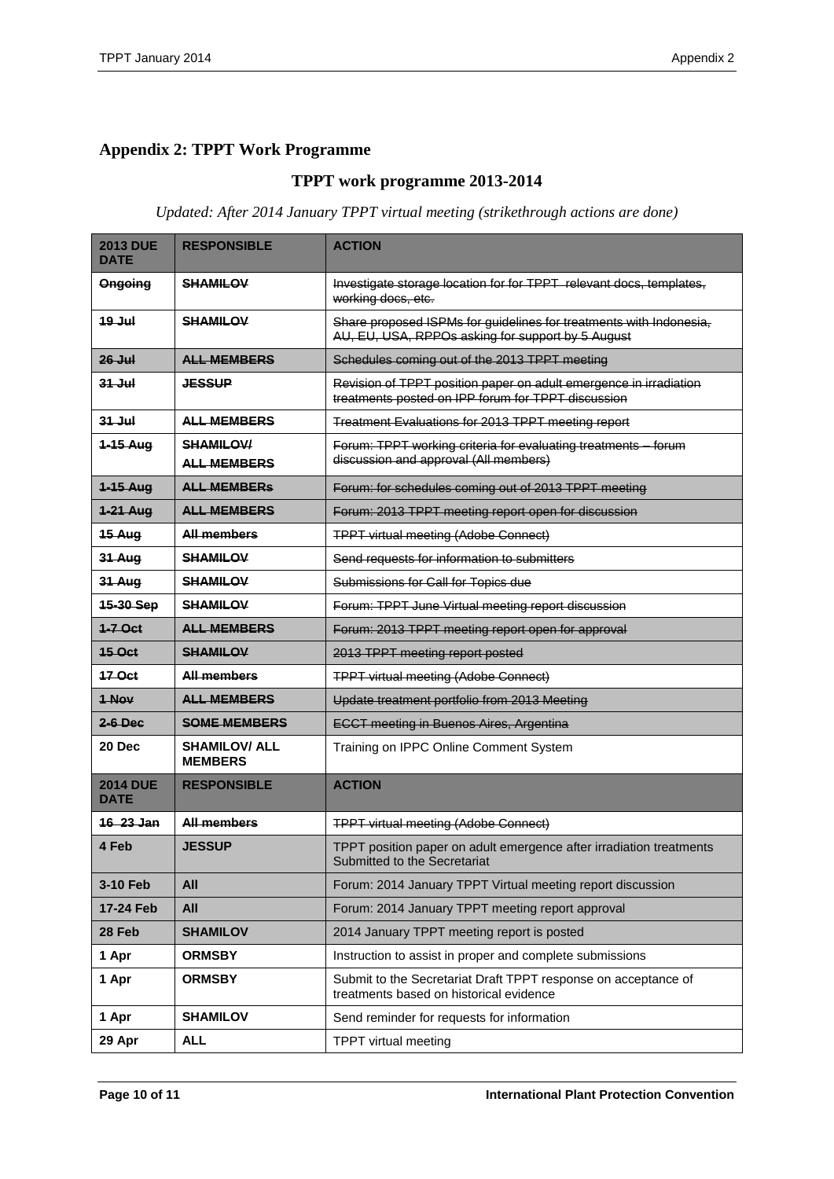## Appendix 2: TPPT Work Programme

### TPPT work programme 2013-2014

*Updated: After 2014 January TPPT virtual meeting (strikethrough actions are done)*

| 2013 DUE DATE | RESPONSIBLE | ACTION |
|---|---|---|
| ~~Ongoing~~ | ~~SHAMILOV~~ | ~~Investigate storage location for for TPPT relevant docs, templates, working docs, etc.~~ |
| ~~19 Jul~~ | ~~SHAMILOV~~ | ~~Share proposed ISPMs for guidelines for treatments with Indonesia, AU, EU, USA, RPPOs asking for support by 5 August~~ |
| ~~26 Jul~~ | ~~ALL MEMBERS~~ | ~~Schedules coming out of the 2013 TPPT meeting~~ |
| ~~31 Jul~~ | ~~JESSUP~~ | ~~Revision of TPPT position paper on adult emergence in irradiation treatments posted on IPP forum for TPPT discussion~~ |
| ~~31 Jul~~ | ~~ALL MEMBERS~~ | ~~Treatment Evaluations for 2013 TPPT meeting report~~ |
| ~~1-15 Aug~~ | ~~SHAMILOV/ ALL MEMBERS~~ | ~~Forum: TPPT working criteria for evaluating treatments – forum discussion and approval (All members)~~ |
| ~~1-15 Aug~~ | ~~ALL MEMBERs~~ | ~~Forum: for schedules coming out of 2013 TPPT meeting~~ |
| ~~1-21 Aug~~ | ~~ALL MEMBERS~~ | ~~Forum: 2013 TPPT meeting report open for discussion~~ |
| ~~15 Aug~~ | ~~All members~~ | ~~TPPT virtual meeting (Adobe Connect)~~ |
| ~~31 Aug~~ | ~~SHAMILOV~~ | ~~Send requests for information to submitters~~ |
| ~~31 Aug~~ | ~~SHAMILOV~~ | ~~Submissions for Call for Topics due~~ |
| ~~15-30 Sep~~ | ~~SHAMILOV~~ | ~~Forum: TPPT June Virtual meeting report discussion~~ |
| ~~1-7 Oct~~ | ~~ALL MEMBERS~~ | ~~Forum: 2013 TPPT meeting report open for approval~~ |
| ~~15 Oct~~ | ~~SHAMILOV~~ | ~~2013 TPPT meeting report posted~~ |
| ~~17 Oct~~ | ~~All members~~ | ~~TPPT virtual meeting (Adobe Connect)~~ |
| ~~1 Nov~~ | ~~ALL MEMBERS~~ | ~~Update treatment portfolio from 2013 Meeting~~ |
| ~~2-6 Dec~~ | ~~SOME MEMBERS~~ | ~~ECCT meeting in Buenos Aires, Argentina~~ |
| 20 Dec | SHAMILOV/ ALL MEMBERS | Training on IPPC Online Comment System |
| **2014 DUE DATE** | **RESPONSIBLE** | **ACTION** |
| ~~16-23 Jan~~ | ~~All members~~ | ~~TPPT virtual meeting (Adobe Connect)~~ |
| 4 Feb | JESSUP | TPPT position paper on adult emergence after irradiation treatments Submitted to the Secretariat |
| 3-10 Feb | All | Forum: 2014 January TPPT Virtual meeting report discussion |
| 17-24 Feb | All | Forum: 2014 January TPPT meeting report approval |
| 28 Feb | SHAMILOV | 2014 January TPPT meeting report is posted |
| 1 Apr | ORMSBY | Instruction to assist in proper and complete submissions |
| 1 Apr | ORMSBY | Submit to the Secretariat Draft TPPT response on acceptance of treatments based on historical evidence |
| 1 Apr | SHAMILOV | Send reminder for requests for information |
| 29 Apr | ALL | TPPT virtual meeting |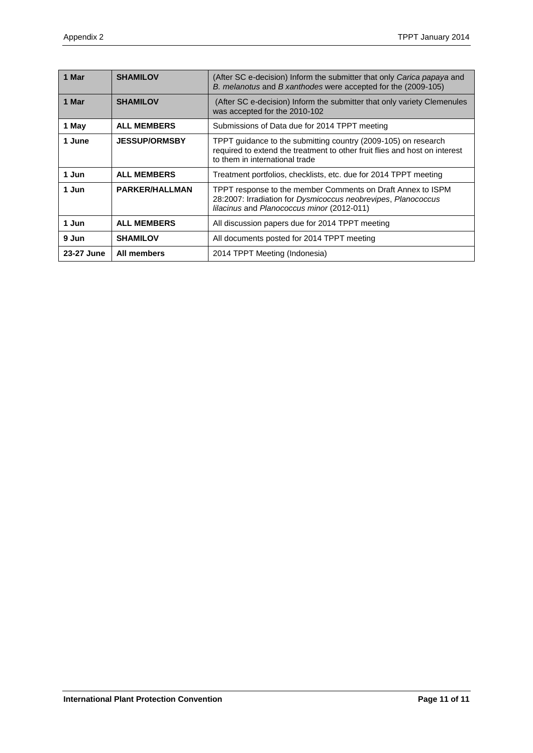| | | |
|---|---|---|
| **1 Mar** | **SHAMILOV** | (After SC e-decision) Inform the submitter that only *Carica papaya* and *B. melanotus* and *B xanthodes* were accepted for the (2009-105) |
| **1 Mar** | **SHAMILOV** | (After SC e-decision) Inform the submitter that only variety Clemenules was accepted for the 2010-102 |
| **1 May** | **ALL MEMBERS** | Submissions of Data due for 2014 TPPT meeting |
| **1 June** | **JESSUP/ORMSBY** | TPPT guidance to the submitting country (2009-105) on research required to extend the treatment to other fruit flies and host on interest to them in international trade |
| **1 Jun** | **ALL MEMBERS** | Treatment portfolios, checklists, etc. due for 2014 TPPT meeting |
| **1 Jun** | **PARKER/HALLMAN** | TPPT response to the member Comments on Draft Annex to ISPM 28:2007: Irradiation for *Dysmicoccus neobrevipes*, *Planococcus lilacinus* and *Planococcus minor* (2012-011) |
| **1 Jun** | **ALL MEMBERS** | All discussion papers due for 2014 TPPT meeting |
| **9 Jun** | **SHAMILOV** | All documents posted for 2014 TPPT meeting |
| **23-27 June** | **All members** | 2014 TPPT Meeting (Indonesia) |